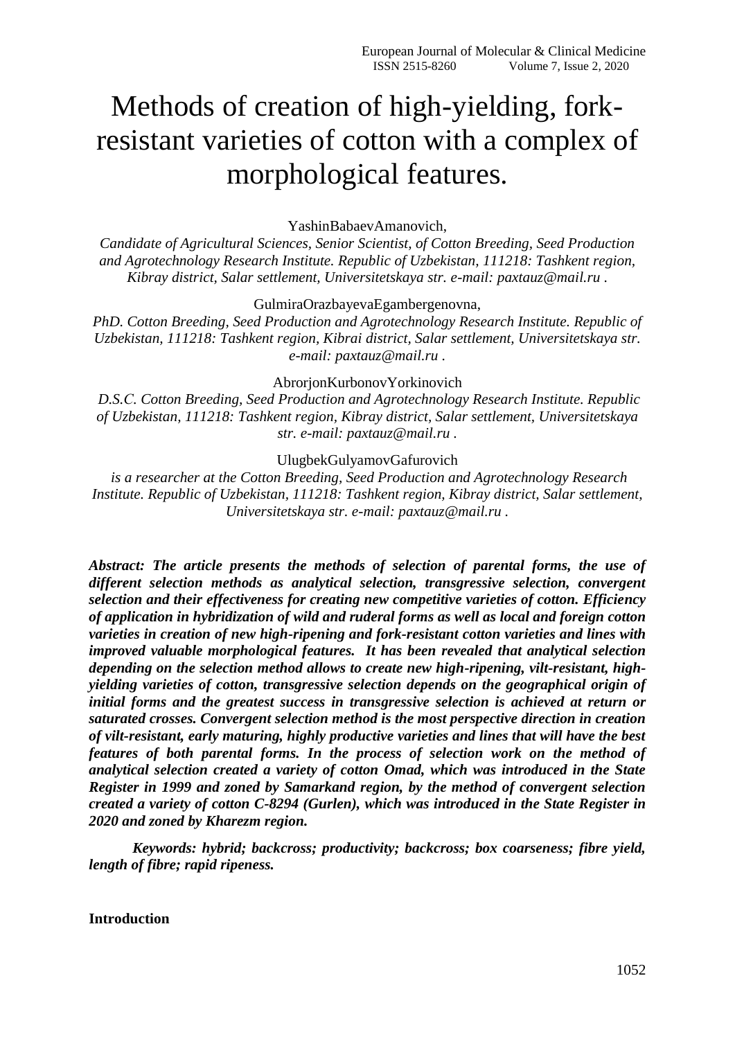# Methods of creation of high-yielding, fork-resistant varieties of cotton with a complex of morphological features.

YashinBabaevAmanovich,

*Candidate of Agricultural Sciences, Senior Scientist, of Cotton Breeding, Seed Production and Agrotechnology Research Institute. Republic of Uzbekistan, 111218: Tashkent region, Kibray district, Salar settlement, Universitetskaya str. e-mail: paxtauz@mail.ru .*

GulmiraOrazbayevaEgambergenovna,

*PhD. Cotton Breeding, Seed Production and Agrotechnology Research Institute. Republic of Uzbekistan, 111218: Tashkent region, Kibrai district, Salar settlement, Universitetskaya str. e-mail: paxtauz@mail.ru .*

AbrorjonKurbonovYorkinovich

*D.S.C. Cotton Breeding, Seed Production and Agrotechnology Research Institute. Republic of Uzbekistan, 111218: Tashkent region, Kibray district, Salar settlement, Universitetskaya str. e-mail: paxtauz@mail.ru .*

UlugbekGulyamovGafurovich

*is a researcher at the Cotton Breeding, Seed Production and Agrotechnology Research Institute. Republic of Uzbekistan, 111218: Tashkent region, Kibray district, Salar settlement, Universitetskaya str. e-mail: paxtauz@mail.ru .*

***Abstract: The article presents the methods of selection of parental forms, the use of different selection methods as analytical selection, transgressive selection, convergent selection and their effectiveness for creating new competitive varieties of cotton. Efficiency of application in hybridization of wild and ruderal forms as well as local and foreign cotton varieties in creation of new high-ripening and fork-resistant cotton varieties and lines with improved valuable morphological features. It has been revealed that analytical selection depending on the selection method allows to create new high-ripening, vilt-resistant, high-yielding varieties of cotton, transgressive selection depends on the geographical origin of initial forms and the greatest success in transgressive selection is achieved at return or saturated crosses. Convergent selection method is the most perspective direction in creation of vilt-resistant, early maturing, highly productive varieties and lines that will have the best features of both parental forms. In the process of selection work on the method of analytical selection created a variety of cotton Omad, which was introduced in the State Register in 1999 and zoned by Samarkand region, by the method of convergent selection created a variety of cotton C-8294 (Gurlen), which was introduced in the State Register in 2020 and zoned by Kharezm region.***

***Keywords: hybrid; backcross; productivity; backcross; box coarseness; fibre yield, length of fibre; rapid ripeness.***

**Introduction**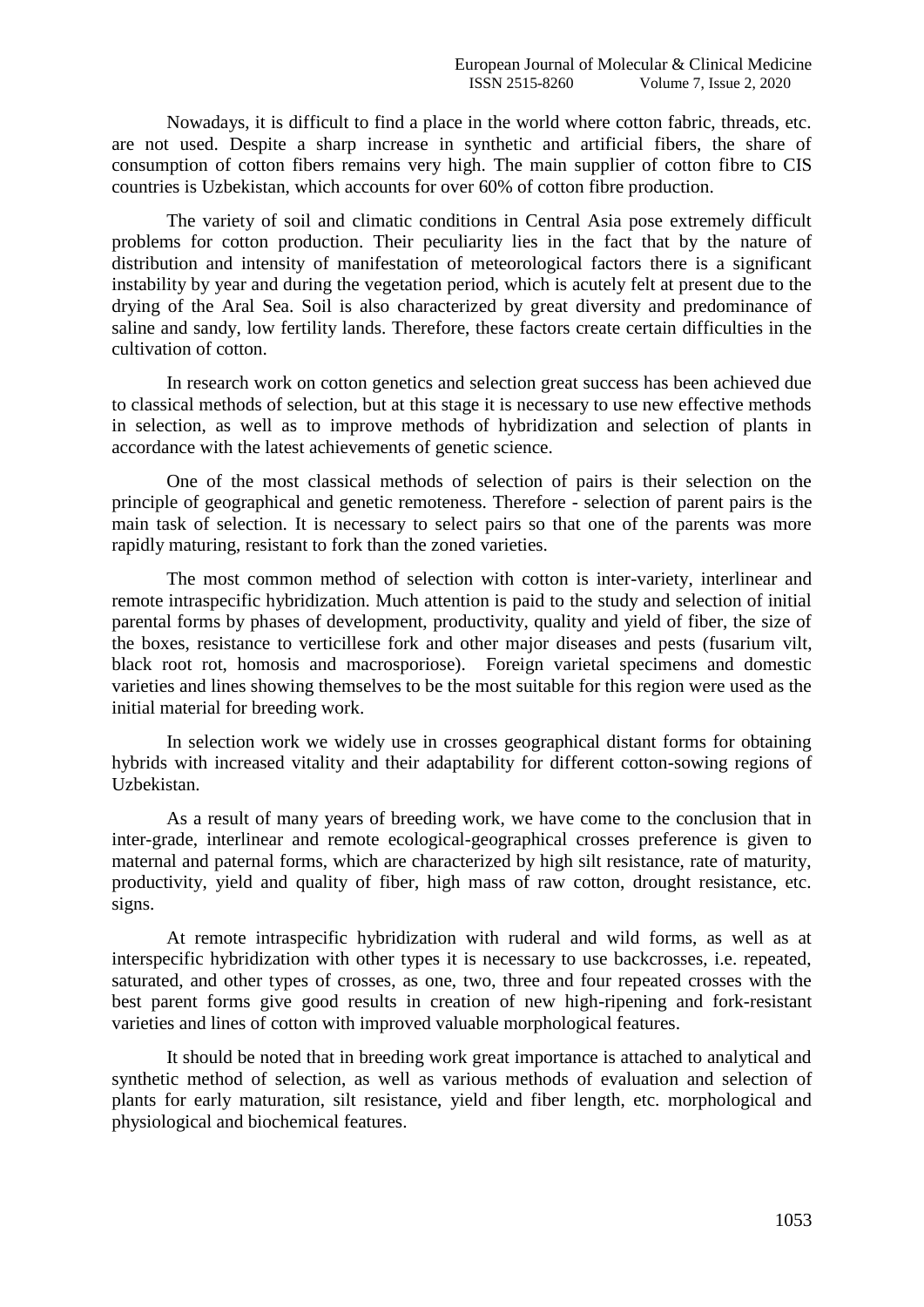Nowadays, it is difficult to find a place in the world where cotton fabric, threads, etc. are not used. Despite a sharp increase in synthetic and artificial fibers, the share of consumption of cotton fibers remains very high. The main supplier of cotton fibre to CIS countries is Uzbekistan, which accounts for over 60% of cotton fibre production.

The variety of soil and climatic conditions in Central Asia pose extremely difficult problems for cotton production. Their peculiarity lies in the fact that by the nature of distribution and intensity of manifestation of meteorological factors there is a significant instability by year and during the vegetation period, which is acutely felt at present due to the drying of the Aral Sea. Soil is also characterized by great diversity and predominance of saline and sandy, low fertility lands. Therefore, these factors create certain difficulties in the cultivation of cotton.

In research work on cotton genetics and selection great success has been achieved due to classical methods of selection, but at this stage it is necessary to use new effective methods in selection, as well as to improve methods of hybridization and selection of plants in accordance with the latest achievements of genetic science.

One of the most classical methods of selection of pairs is their selection on the principle of geographical and genetic remoteness. Therefore - selection of parent pairs is the main task of selection. It is necessary to select pairs so that one of the parents was more rapidly maturing, resistant to fork than the zoned varieties.

The most common method of selection with cotton is inter-variety, interlinear and remote intraspecific hybridization. Much attention is paid to the study and selection of initial parental forms by phases of development, productivity, quality and yield of fiber, the size of the boxes, resistance to verticillese fork and other major diseases and pests (fusarium vilt, black root rot, homosis and macrosporiose). Foreign varietal specimens and domestic varieties and lines showing themselves to be the most suitable for this region were used as the initial material for breeding work.

In selection work we widely use in crosses geographical distant forms for obtaining hybrids with increased vitality and their adaptability for different cotton-sowing regions of Uzbekistan.

As a result of many years of breeding work, we have come to the conclusion that in inter-grade, interlinear and remote ecological-geographical crosses preference is given to maternal and paternal forms, which are characterized by high silt resistance, rate of maturity, productivity, yield and quality of fiber, high mass of raw cotton, drought resistance, etc. signs.

At remote intraspecific hybridization with ruderal and wild forms, as well as at interspecific hybridization with other types it is necessary to use backcrosses, i.e. repeated, saturated, and other types of crosses, as one, two, three and four repeated crosses with the best parent forms give good results in creation of new high-ripening and fork-resistant varieties and lines of cotton with improved valuable morphological features.

It should be noted that in breeding work great importance is attached to analytical and synthetic method of selection, as well as various methods of evaluation and selection of plants for early maturation, silt resistance, yield and fiber length, etc. morphological and physiological and biochemical features.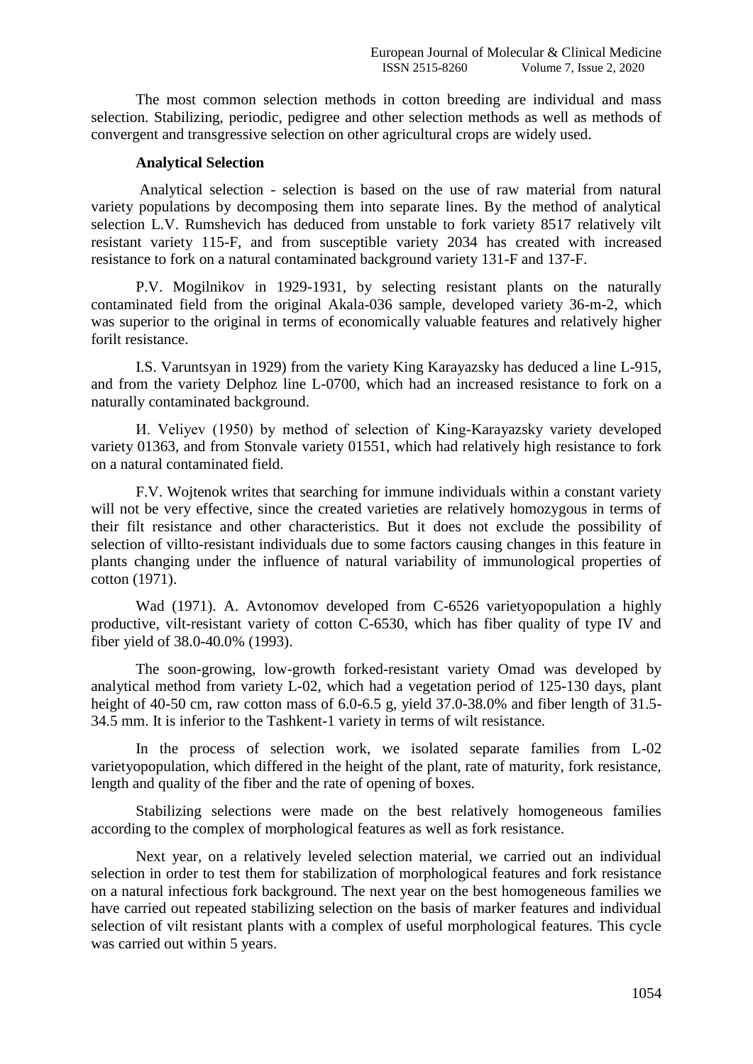The most common selection methods in cotton breeding are individual and mass selection. Stabilizing, periodic, pedigree and other selection methods as well as methods of convergent and transgressive selection on other agricultural crops are widely used.

**Analytical Selection**

Analytical selection - selection is based on the use of raw material from natural variety populations by decomposing them into separate lines. By the method of analytical selection L.V. Rumshevich has deduced from unstable to fork variety 8517 relatively vilt resistant variety 115-F, and from susceptible variety 2034 has created with increased resistance to fork on a natural contaminated background variety 131-F and 137-F.

P.V. Mogilnikov in 1929-1931, by selecting resistant plants on the naturally contaminated field from the original Akala-036 sample, developed variety 36-m-2, which was superior to the original in terms of economically valuable features and relatively higher forilt resistance.

I.S. Varuntsyan in 1929) from the variety King Karayazsky has deduced a line L-915, and from the variety Delphoz line L-0700, which had an increased resistance to fork on a naturally contaminated background.

И. Veliyev (1950) by method of selection of King-Karayazsky variety developed variety 01363, and from Stonvale variety 01551, which had relatively high resistance to fork on a natural contaminated field.

F.V. Wojtenok writes that searching for immune individuals within a constant variety will not be very effective, since the created varieties are relatively homozygous in terms of their filt resistance and other characteristics. But it does not exclude the possibility of selection of villto-resistant individuals due to some factors causing changes in this feature in plants changing under the influence of natural variability of immunological properties of cotton (1971).

Wad (1971). A. Avtonomov developed from C-6526 varietyopopulation a highly productive, vilt-resistant variety of cotton C-6530, which has fiber quality of type IV and fiber yield of 38.0-40.0% (1993).

The soon-growing, low-growth forked-resistant variety Omad was developed by analytical method from variety L-02, which had a vegetation period of 125-130 days, plant height of 40-50 cm, raw cotton mass of 6.0-6.5 g, yield 37.0-38.0% and fiber length of 31.5-34.5 mm. It is inferior to the Tashkent-1 variety in terms of wilt resistance.

In the process of selection work, we isolated separate families from L-02 varietyopopulation, which differed in the height of the plant, rate of maturity, fork resistance, length and quality of the fiber and the rate of opening of boxes.

Stabilizing selections were made on the best relatively homogeneous families according to the complex of morphological features as well as fork resistance.

Next year, on a relatively leveled selection material, we carried out an individual selection in order to test them for stabilization of morphological features and fork resistance on a natural infectious fork background. The next year on the best homogeneous families we have carried out repeated stabilizing selection on the basis of marker features and individual selection of vilt resistant plants with a complex of useful morphological features. This cycle was carried out within 5 years.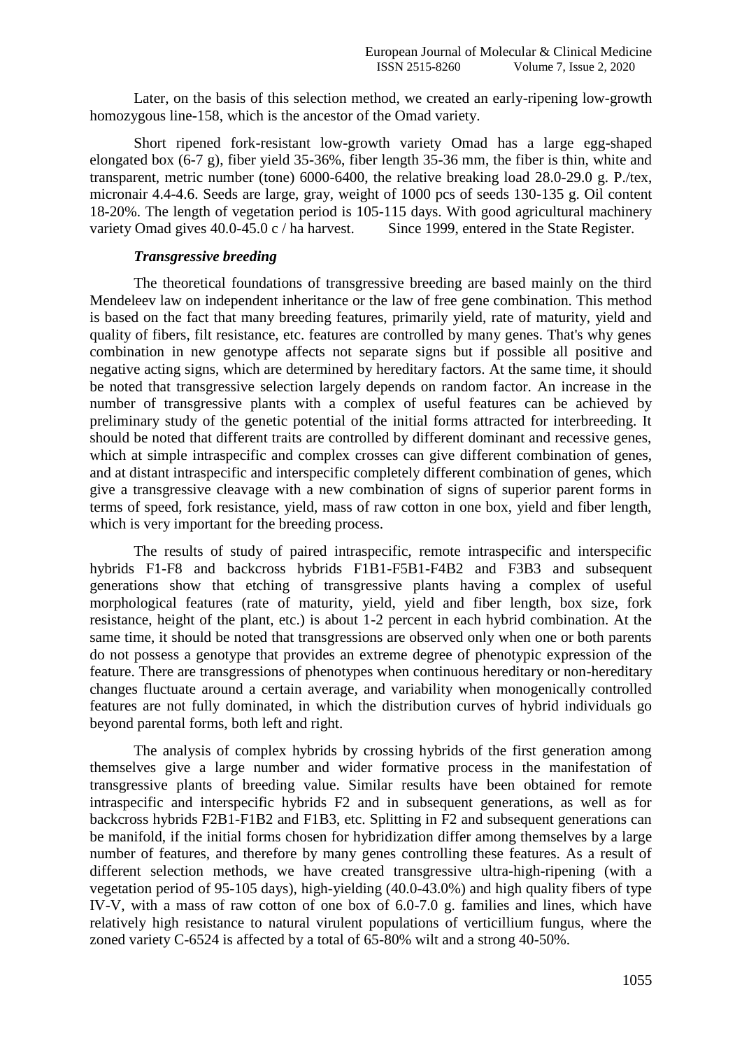Later, on the basis of this selection method, we created an early-ripening low-growth homozygous line-158, which is the ancestor of the Omad variety.

Short ripened fork-resistant low-growth variety Omad has a large egg-shaped elongated box (6-7 g), fiber yield 35-36%, fiber length 35-36 mm, the fiber is thin, white and transparent, metric number (tone) 6000-6400, the relative breaking load 28.0-29.0 g. P./tex, micronair 4.4-4.6. Seeds are large, gray, weight of 1000 pcs of seeds 130-135 g. Oil content 18-20%. The length of vegetation period is 105-115 days. With good agricultural machinery variety Omad gives 40.0-45.0 c / ha harvest. Since 1999, entered in the State Register.

***Transgressive breeding***

The theoretical foundations of transgressive breeding are based mainly on the third Mendeleev law on independent inheritance or the law of free gene combination. This method is based on the fact that many breeding features, primarily yield, rate of maturity, yield and quality of fibers, filt resistance, etc. features are controlled by many genes. That's why genes combination in new genotype affects not separate signs but if possible all positive and negative acting signs, which are determined by hereditary factors. At the same time, it should be noted that transgressive selection largely depends on random factor. An increase in the number of transgressive plants with a complex of useful features can be achieved by preliminary study of the genetic potential of the initial forms attracted for interbreeding. It should be noted that different traits are controlled by different dominant and recessive genes, which at simple intraspecific and complex crosses can give different combination of genes, and at distant intraspecific and interspecific completely different combination of genes, which give a transgressive cleavage with a new combination of signs of superior parent forms in terms of speed, fork resistance, yield, mass of raw cotton in one box, yield and fiber length, which is very important for the breeding process.

The results of study of paired intraspecific, remote intraspecific and interspecific hybrids F1-F8 and backcross hybrids F1B1-F5B1-F4B2 and F3B3 and subsequent generations show that etching of transgressive plants having a complex of useful morphological features (rate of maturity, yield, yield and fiber length, box size, fork resistance, height of the plant, etc.) is about 1-2 percent in each hybrid combination. At the same time, it should be noted that transgressions are observed only when one or both parents do not possess a genotype that provides an extreme degree of phenotypic expression of the feature. There are transgressions of phenotypes when continuous hereditary or non-hereditary changes fluctuate around a certain average, and variability when monogenically controlled features are not fully dominated, in which the distribution curves of hybrid individuals go beyond parental forms, both left and right.

The analysis of complex hybrids by crossing hybrids of the first generation among themselves give a large number and wider formative process in the manifestation of transgressive plants of breeding value. Similar results have been obtained for remote intraspecific and interspecific hybrids F2 and in subsequent generations, as well as for backcross hybrids F2B1-F1B2 and F1B3, etc. Splitting in F2 and subsequent generations can be manifold, if the initial forms chosen for hybridization differ among themselves by a large number of features, and therefore by many genes controlling these features. As a result of different selection methods, we have created transgressive ultra-high-ripening (with a vegetation period of 95-105 days), high-yielding (40.0-43.0%) and high quality fibers of type IV-V, with a mass of raw cotton of one box of 6.0-7.0 g. families and lines, which have relatively high resistance to natural virulent populations of verticillium fungus, where the zoned variety C-6524 is affected by a total of 65-80% wilt and a strong 40-50%.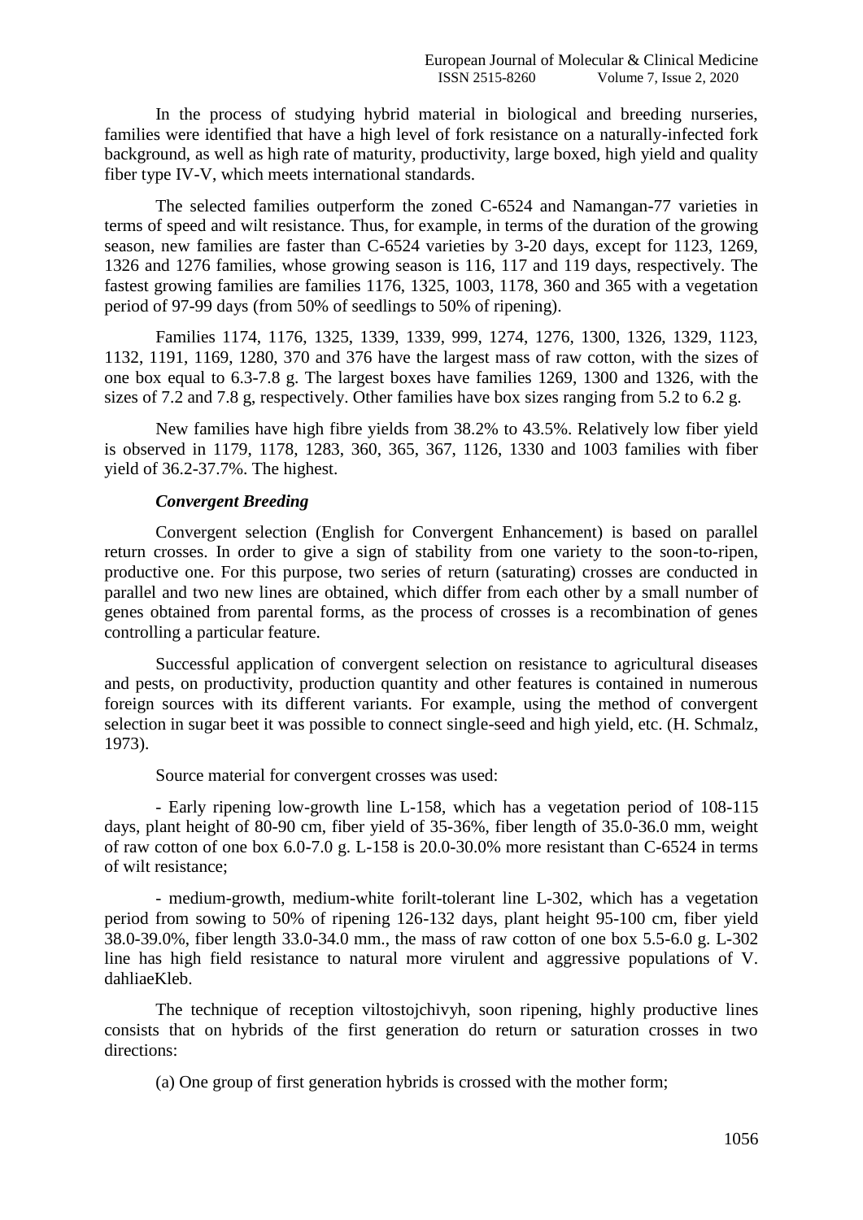In the process of studying hybrid material in biological and breeding nurseries, families were identified that have a high level of fork resistance on a naturally-infected fork background, as well as high rate of maturity, productivity, large boxed, high yield and quality fiber type IV-V, which meets international standards.

The selected families outperform the zoned C-6524 and Namangan-77 varieties in terms of speed and wilt resistance. Thus, for example, in terms of the duration of the growing season, new families are faster than C-6524 varieties by 3-20 days, except for 1123, 1269, 1326 and 1276 families, whose growing season is 116, 117 and 119 days, respectively. The fastest growing families are families 1176, 1325, 1003, 1178, 360 and 365 with a vegetation period of 97-99 days (from 50% of seedlings to 50% of ripening).

Families 1174, 1176, 1325, 1339, 1339, 999, 1274, 1276, 1300, 1326, 1329, 1123, 1132, 1191, 1169, 1280, 370 and 376 have the largest mass of raw cotton, with the sizes of one box equal to 6.3-7.8 g. The largest boxes have families 1269, 1300 and 1326, with the sizes of 7.2 and 7.8 g, respectively. Other families have box sizes ranging from 5.2 to 6.2 g.

New families have high fibre yields from 38.2% to 43.5%. Relatively low fiber yield is observed in 1179, 1178, 1283, 360, 365, 367, 1126, 1330 and 1003 families with fiber yield of 36.2-37.7%. The highest.

***Convergent Breeding***

Convergent selection (English for Convergent Enhancement) is based on parallel return crosses. In order to give a sign of stability from one variety to the soon-to-ripen, productive one. For this purpose, two series of return (saturating) crosses are conducted in parallel and two new lines are obtained, which differ from each other by a small number of genes obtained from parental forms, as the process of crosses is a recombination of genes controlling a particular feature.

Successful application of convergent selection on resistance to agricultural diseases and pests, on productivity, production quantity and other features is contained in numerous foreign sources with its different variants. For example, using the method of convergent selection in sugar beet it was possible to connect single-seed and high yield, etc. (H. Schmalz, 1973).

Source material for convergent crosses was used:

- Early ripening low-growth line L-158, which has a vegetation period of 108-115 days, plant height of 80-90 cm, fiber yield of 35-36%, fiber length of 35.0-36.0 mm, weight of raw cotton of one box 6.0-7.0 g. L-158 is 20.0-30.0% more resistant than C-6524 in terms of wilt resistance;

- medium-growth, medium-white forilt-tolerant line L-302, which has a vegetation period from sowing to 50% of ripening 126-132 days, plant height 95-100 cm, fiber yield 38.0-39.0%, fiber length 33.0-34.0 mm., the mass of raw cotton of one box 5.5-6.0 g. L-302 line has high field resistance to natural more virulent and aggressive populations of V. dahliaeKleb.

The technique of reception viltostojchivyh, soon ripening, highly productive lines consists that on hybrids of the first generation do return or saturation crosses in two directions:

(a) One group of first generation hybrids is crossed with the mother form;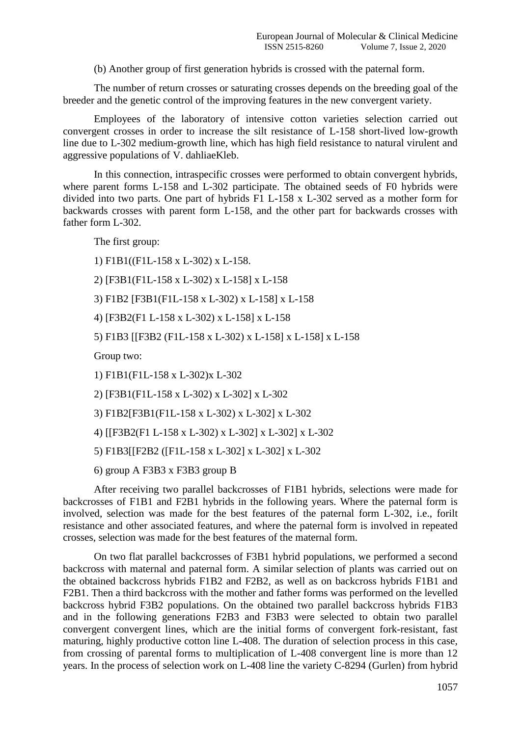(b) Another group of first generation hybrids is crossed with the paternal form.

The number of return crosses or saturating crosses depends on the breeding goal of the breeder and the genetic control of the improving features in the new convergent variety.

Employees of the laboratory of intensive cotton varieties selection carried out convergent crosses in order to increase the silt resistance of L-158 short-lived low-growth line due to L-302 medium-growth line, which has high field resistance to natural virulent and aggressive populations of V. dahliaeKleb.

In this connection, intraspecific crosses were performed to obtain convergent hybrids, where parent forms L-158 and L-302 participate. The obtained seeds of F0 hybrids were divided into two parts. One part of hybrids F1 L-158 x L-302 served as a mother form for backwards crosses with parent form L-158, and the other part for backwards crosses with father form L-302.

The first group:

1) F1B1((F1L-158 x L-302) x L-158.

2) [F3B1(F1L-158 x L-302) x L-158] x L-158

3) F1B2 [F3B1(F1L-158 x L-302) x L-158] x L-158

4) [F3B2(F1 L-158 x L-302) x L-158] x L-158

5) F1B3 [[F3B2 (F1L-158 x L-302) x L-158] x L-158] x L-158

Group two:

1) F1B1(F1L-158 x L-302)x L-302

2) [F3B1(F1L-158 x L-302) x L-302] x L-302

3) F1B2[F3B1(F1L-158 x L-302) x L-302] x L-302

4) [[F3B2(F1 L-158 x L-302) x L-302] x L-302] x L-302

5) F1B3[[F2B2 ([F1L-158 x L-302] x L-302] x L-302

6) group A F3B3 x F3B3 group B

After receiving two parallel backcrosses of F1B1 hybrids, selections were made for backcrosses of F1B1 and F2B1 hybrids in the following years. Where the paternal form is involved, selection was made for the best features of the paternal form L-302, i.e., forilt resistance and other associated features, and where the paternal form is involved in repeated crosses, selection was made for the best features of the maternal form.

On two flat parallel backcrosses of F3B1 hybrid populations, we performed a second backcross with maternal and paternal form. A similar selection of plants was carried out on the obtained backcross hybrids F1B2 and F2B2, as well as on backcross hybrids F1B1 and F2B1. Then a third backcross with the mother and father forms was performed on the levelled backcross hybrid F3B2 populations. On the obtained two parallel backcross hybrids F1B3 and in the following generations F2B3 and F3B3 were selected to obtain two parallel convergent convergent lines, which are the initial forms of convergent fork-resistant, fast maturing, highly productive cotton line L-408. The duration of selection process in this case, from crossing of parental forms to multiplication of L-408 convergent line is more than 12 years. In the process of selection work on L-408 line the variety C-8294 (Gurlen) from hybrid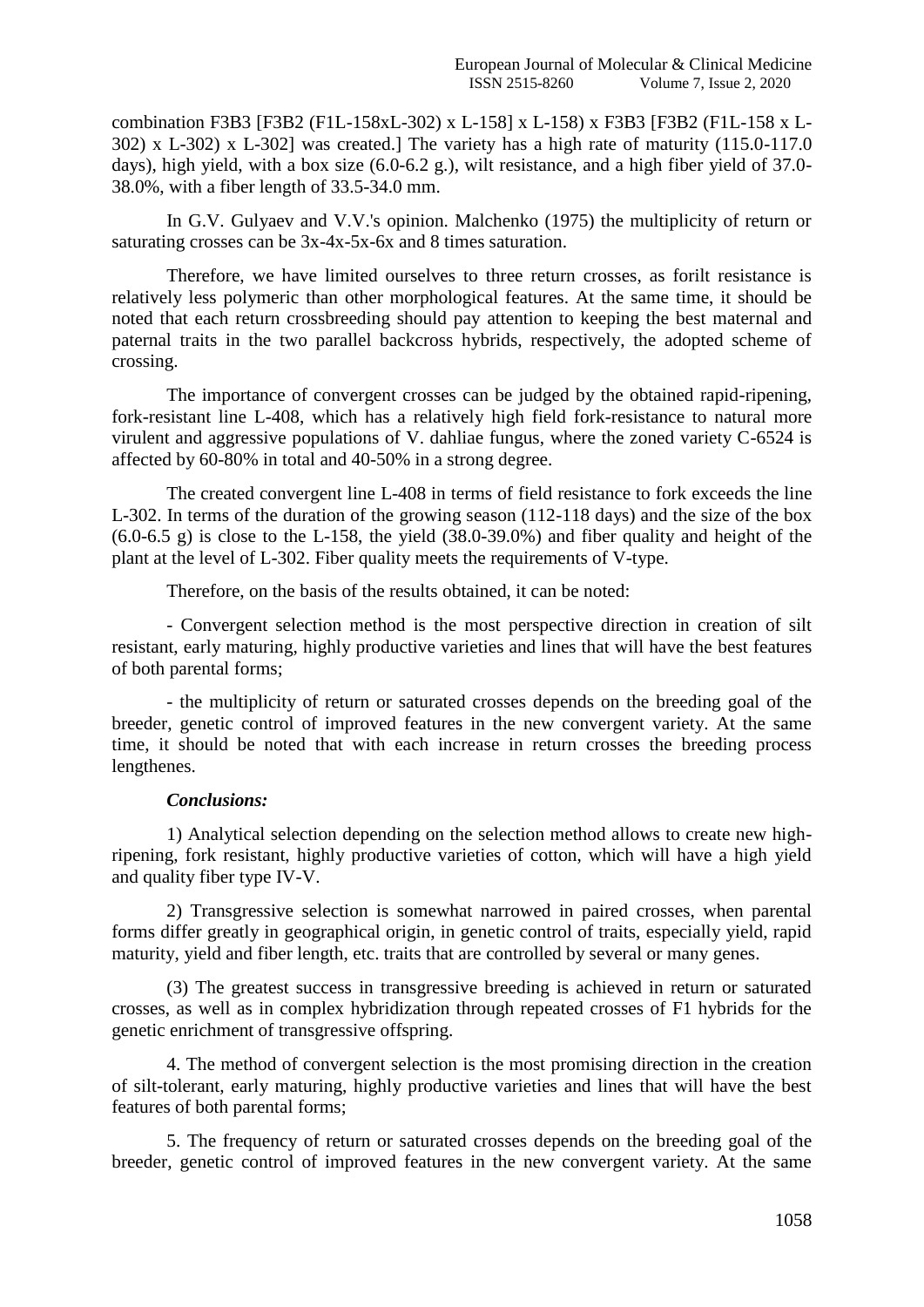combination F3B3 [F3B2 (F1L-158xL-302) x L-158] x L-158) x F3B3 [F3B2 (F1L-158 x L-302) x L-302) x L-302] was created.] The variety has a high rate of maturity (115.0-117.0 days), high yield, with a box size (6.0-6.2 g.), wilt resistance, and a high fiber yield of 37.0-38.0%, with a fiber length of 33.5-34.0 mm.

In G.V. Gulyaev and V.V.'s opinion. Malchenko (1975) the multiplicity of return or saturating crosses can be 3x-4x-5x-6x and 8 times saturation.

Therefore, we have limited ourselves to three return crosses, as forilt resistance is relatively less polymeric than other morphological features. At the same time, it should be noted that each return crossbreeding should pay attention to keeping the best maternal and paternal traits in the two parallel backcross hybrids, respectively, the adopted scheme of crossing.

The importance of convergent crosses can be judged by the obtained rapid-ripening, fork-resistant line L-408, which has a relatively high field fork-resistance to natural more virulent and aggressive populations of V. dahliae fungus, where the zoned variety C-6524 is affected by 60-80% in total and 40-50% in a strong degree.

The created convergent line L-408 in terms of field resistance to fork exceeds the line L-302. In terms of the duration of the growing season (112-118 days) and the size of the box (6.0-6.5 g) is close to the L-158, the yield (38.0-39.0%) and fiber quality and height of the plant at the level of L-302. Fiber quality meets the requirements of V-type.

Therefore, on the basis of the results obtained, it can be noted:

- Convergent selection method is the most perspective direction in creation of silt resistant, early maturing, highly productive varieties and lines that will have the best features of both parental forms;

- the multiplicity of return or saturated crosses depends on the breeding goal of the breeder, genetic control of improved features in the new convergent variety. At the same time, it should be noted that with each increase in return crosses the breeding process lengthenes.

***Conclusions:***

1) Analytical selection depending on the selection method allows to create new high-ripening, fork resistant, highly productive varieties of cotton, which will have a high yield and quality fiber type IV-V.

2) Transgressive selection is somewhat narrowed in paired crosses, when parental forms differ greatly in geographical origin, in genetic control of traits, especially yield, rapid maturity, yield and fiber length, etc. traits that are controlled by several or many genes.

(3) The greatest success in transgressive breeding is achieved in return or saturated crosses, as well as in complex hybridization through repeated crosses of F1 hybrids for the genetic enrichment of transgressive offspring.

4. The method of convergent selection is the most promising direction in the creation of silt-tolerant, early maturing, highly productive varieties and lines that will have the best features of both parental forms;

5. The frequency of return or saturated crosses depends on the breeding goal of the breeder, genetic control of improved features in the new convergent variety. At the same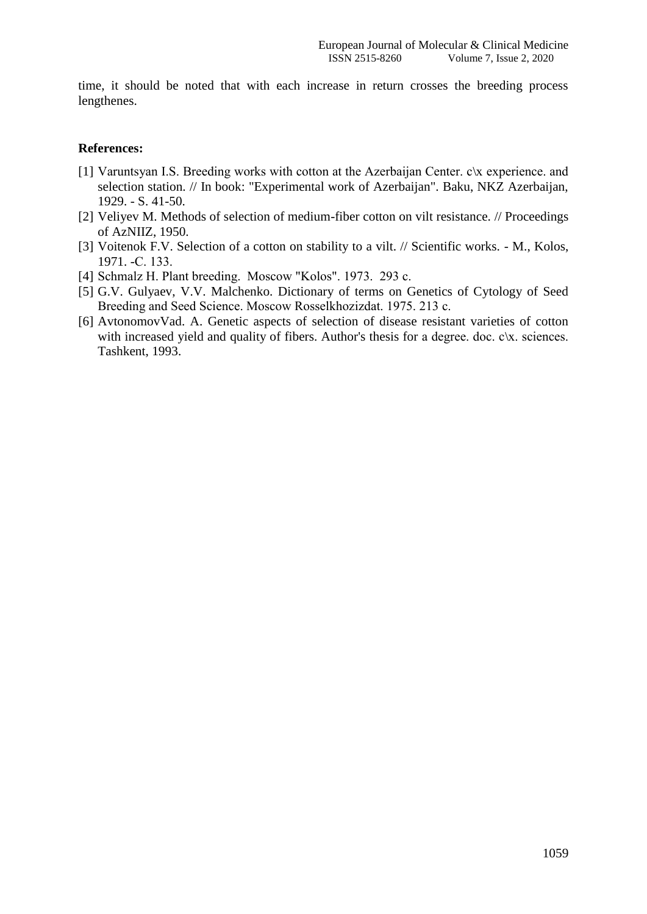time, it should be noted that with each increase in return crosses the breeding process lengthenes.

**References:**

[1] Varuntsyan I.S. Breeding works with cotton at the Azerbaijan Center. c\x experience. and selection station. // In book: "Experimental work of Azerbaijan". Baku, NKZ Azerbaijan, 1929. - S. 41-50.

[2] Veliyev M. Methods of selection of medium-fiber cotton on vilt resistance. // Proceedings of AzNIIZ, 1950.

[3] Voitenok F.V. Selection of a cotton on stability to a vilt. // Scientific works. - M., Kolos, 1971. -C. 133.

[4] Schmalz H. Plant breeding. Moscow "Kolos". 1973. 293 c.

[5] G.V. Gulyaev, V.V. Malchenko. Dictionary of terms on Genetics of Cytology of Seed Breeding and Seed Science. Moscow Rosselkhozizdat. 1975. 213 c.

[6] AvtonomovVad. A. Genetic aspects of selection of disease resistant varieties of cotton with increased yield and quality of fibers. Author's thesis for a degree. doc. c\x. sciences. Tashkent, 1993.